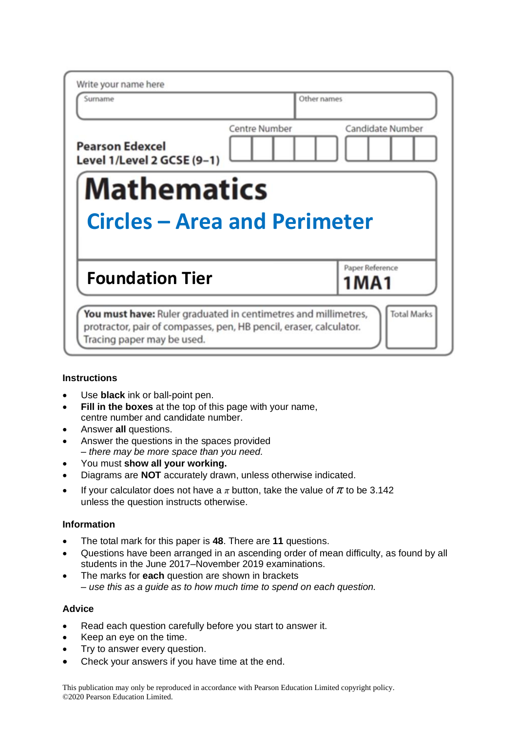Write your name here

| Surname | Other names |
|---|---|
| | |

**Pearson Edexcel**
**Level 1/Level 2 GCSE (9–1)**

Centre Number | Candidate Number

# Mathematics

## Circles – Area and Perimeter

**Foundation Tier**

Paper Reference
**1MA1**

**You must have:** Ruler graduated in centimetres and millimetres, protractor, pair of compasses, pen, HB pencil, eraser, calculator. Tracing paper may be used.

Total Marks

### Instructions

- Use **black** ink or ball-point pen.
- **Fill in the boxes** at the top of this page with your name, centre number and candidate number.
- Answer **all** questions.
- Answer the questions in the spaces provided
  *– there may be more space than you need.*
- You must **show all your working.**
- Diagrams are **NOT** accurately drawn, unless otherwise indicated.
- If your calculator does not have a $\pi$ button, take the value of $\pi$ to be 3.142 unless the question instructs otherwise.

### Information

- The total mark for this paper is **48**. There are **11** questions.
- Questions have been arranged in an ascending order of mean difficulty, as found by all students in the June 2017–November 2019 examinations.
- The marks for **each** question are shown in brackets
  *– use this as a guide as to how much time to spend on each question.*

### Advice

- Read each question carefully before you start to answer it.
- Keep an eye on the time.
- Try to answer every question.
- Check your answers if you have time at the end.

This publication may only be reproduced in accordance with Pearson Education Limited copyright policy.
©2020 Pearson Education Limited.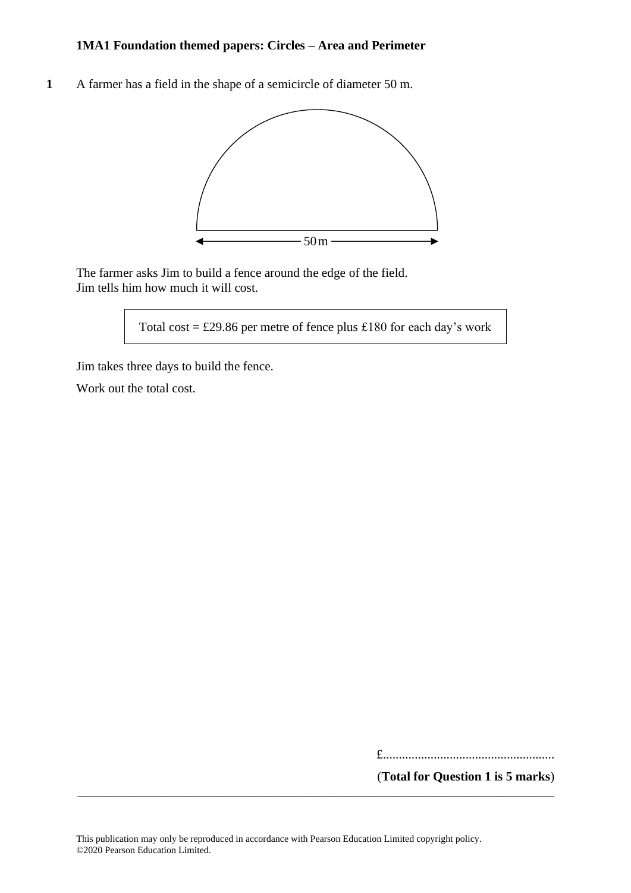**1MA1 Foundation themed papers: Circles – Area and Perimeter**

**1** A farmer has a field in the shape of a semicircle of diameter 50 m.

50 m

The farmer asks Jim to build a fence around the edge of the field.
Jim tells him how much it will cost.

| Total cost = £29.86 per metre of fence plus £180 for each day's work |
|---|

Jim takes three days to build the fence.

Work out the total cost.

£......................................................

(**Total for Question 1 is 5 marks**)

This publication may only be reproduced in accordance with Pearson Education Limited copyright policy.
©2020 Pearson Education Limited.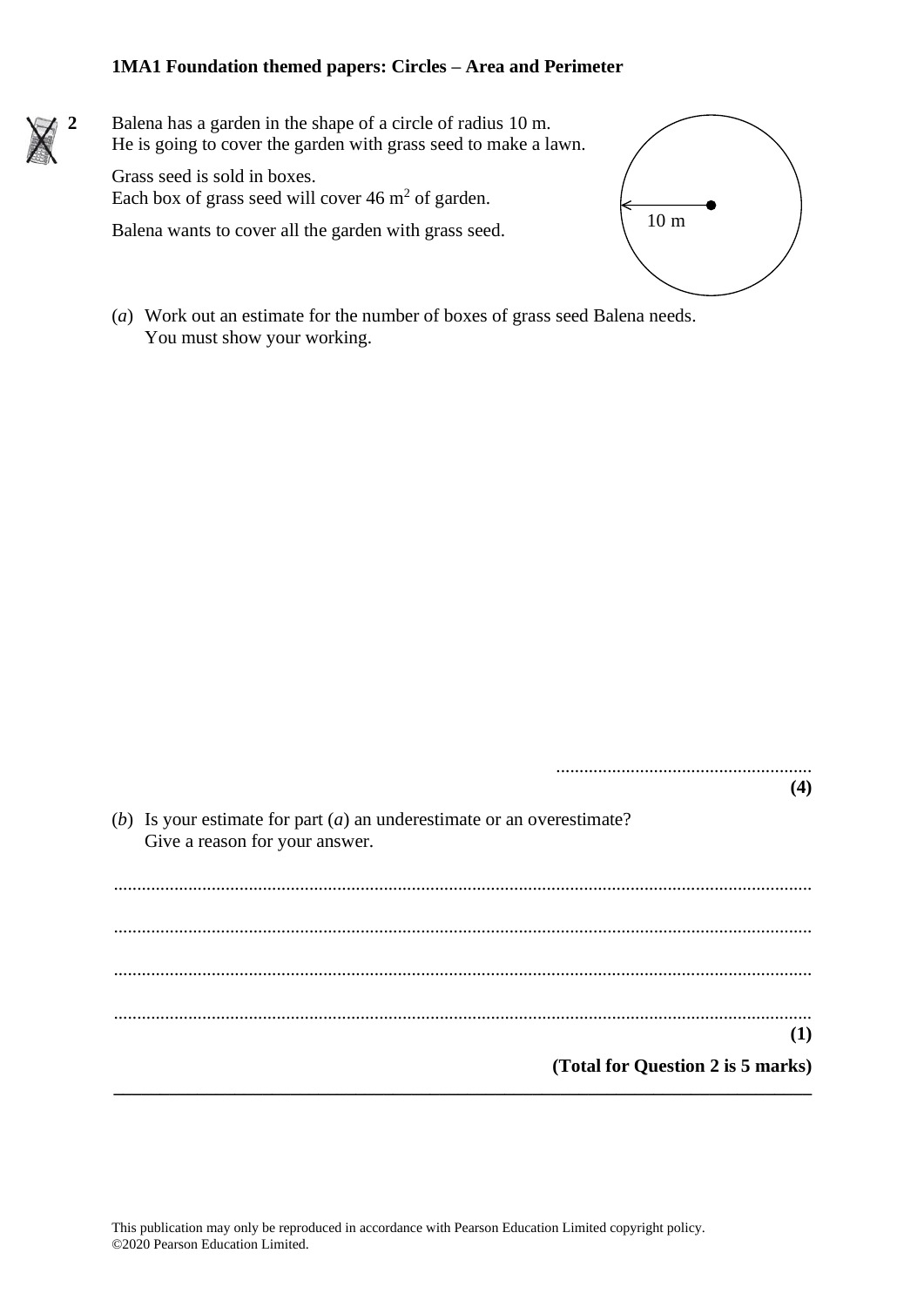**2** Balena has a garden in the shape of a circle of radius 10 m.
He is going to cover the garden with grass seed to make a lawn.

Grass seed is sold in boxes.
Each box of grass seed will cover 46 $m^2$ of garden.

Balena wants to cover all the garden with grass seed.

10 m

(*a*) Work out an estimate for the number of boxes of grass seed Balena needs.
You must show your working.

......................................................
**(4)**

(*b*) Is your estimate for part (*a*) an underestimate or an overestimate?
Give a reason for your answer.

..........................................................................................................................................

..........................................................................................................................................

..........................................................................................................................................

..........................................................................................................................................
**(1)**

**(Total for Question 2 is 5 marks)**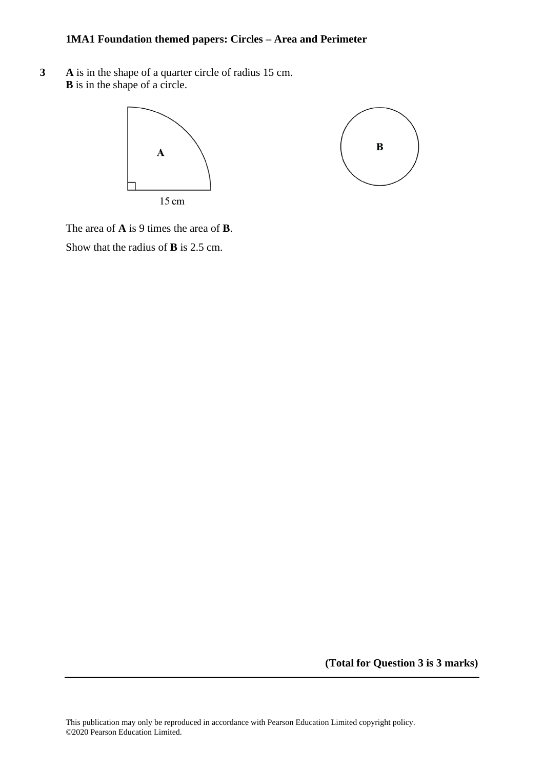**3** **A** is in the shape of a quarter circle of radius 15 cm.
**B** is in the shape of a circle.

A

15 cm

B

The area of **A** is 9 times the area of **B**.

Show that the radius of **B** is 2.5 cm.

**(Total for Question 3 is 3 marks)**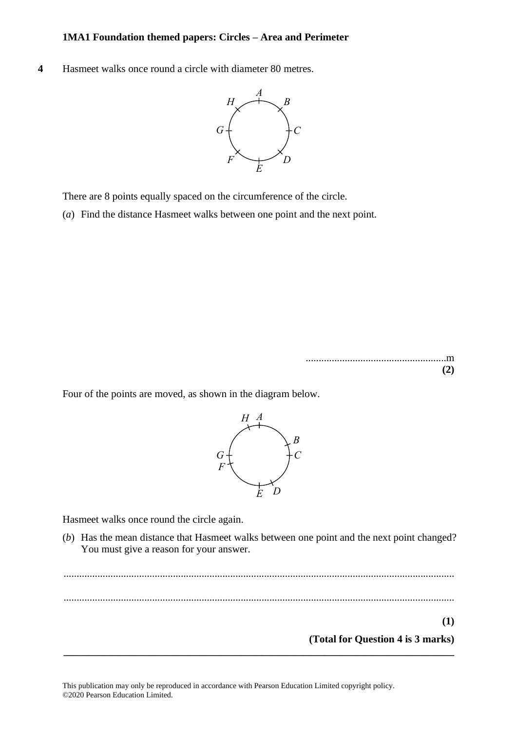**4** Hasmeet walks once round a circle with diameter 80 metres.

There are 8 points equally spaced on the circumference of the circle.

(*a*) Find the distance Hasmeet walks between one point and the next point.

.......................................................m

**(2)**

Four of the points are moved, as shown in the diagram below.

Hasmeet walks once round the circle again.

(*b*) Has the mean distance that Hasmeet walks between one point and the next point changed? You must give a reason for your answer.

.......................................................................................................................................

.......................................................................................................................................

**(1)**

**(Total for Question 4 is 3 marks)**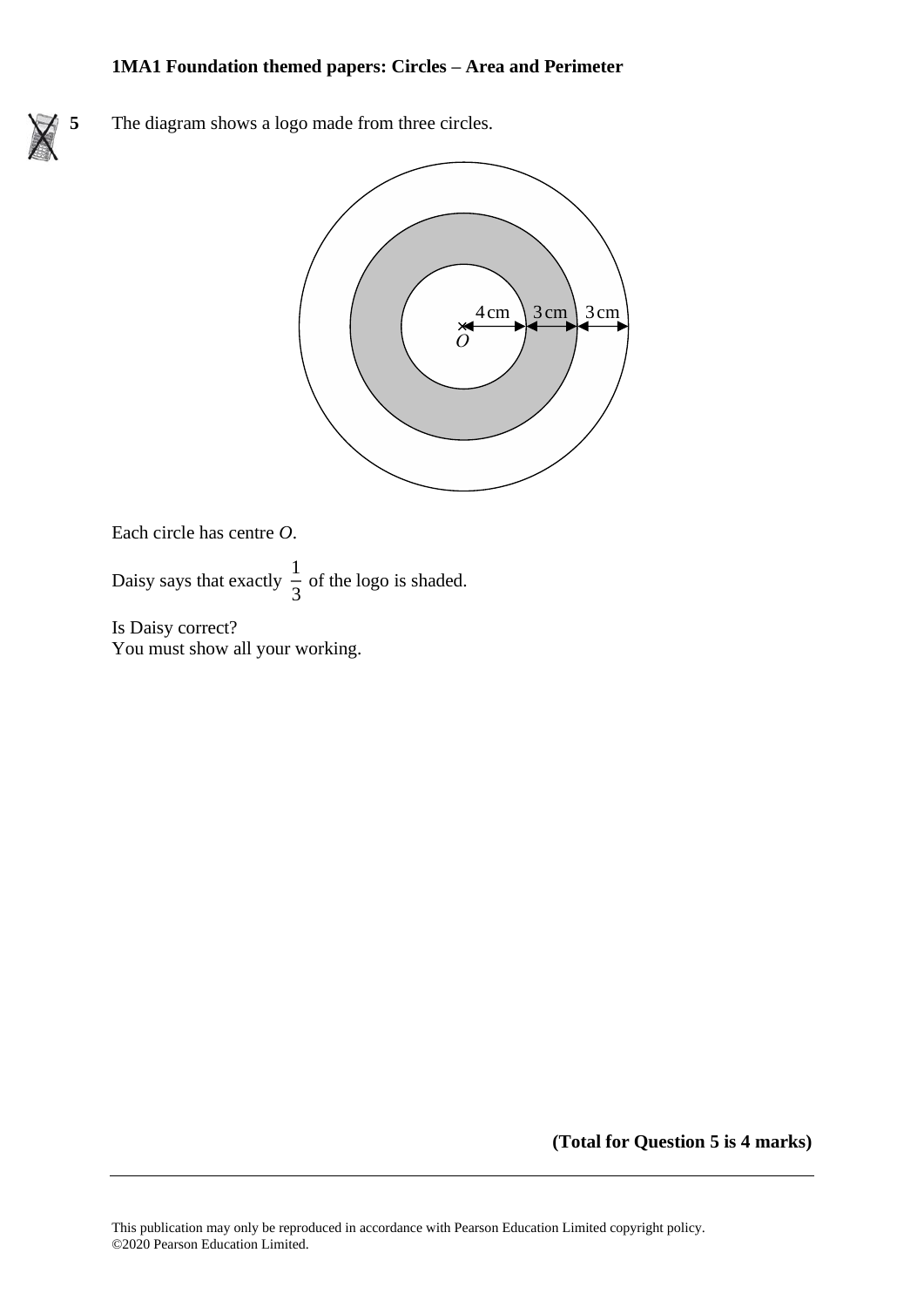**5** The diagram shows a logo made from three circles.

Each circle has centre $O$.

Daisy says that exactly $\frac{1}{3}$ of the logo is shaded.

Is Daisy correct?
You must show all your working.

**(Total for Question 5 is 4 marks)**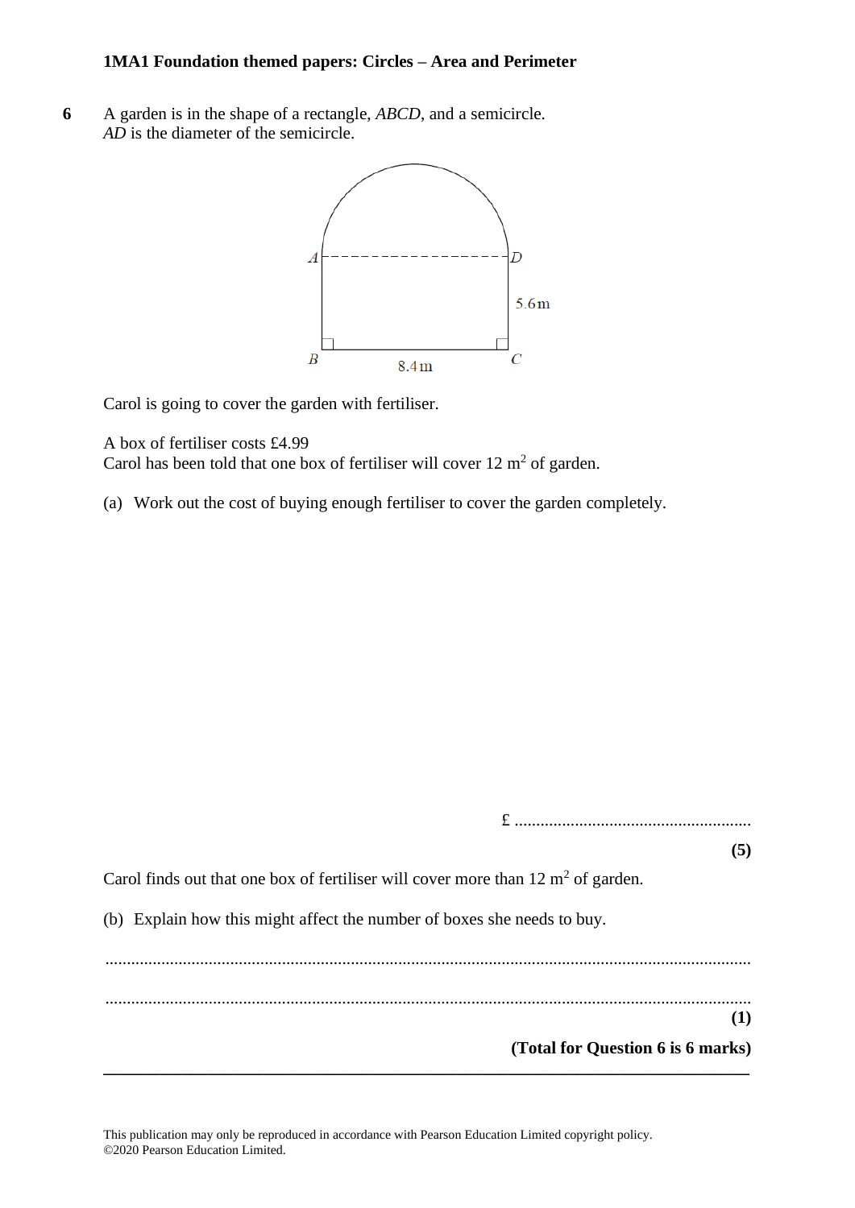**6** A garden is in the shape of a rectangle, *ABCD*, and a semicircle.
*AD* is the diameter of the semicircle.

Carol is going to cover the garden with fertiliser.

A box of fertiliser costs £4.99
Carol has been told that one box of fertiliser will cover 12 $m^2$ of garden.

(a) Work out the cost of buying enough fertiliser to cover the garden completely.

£ .......................................................

**(5)**

Carol finds out that one box of fertiliser will cover more than 12 $m^2$ of garden.

(b) Explain how this might affect the number of boxes she needs to buy.

.......................................................................................................................................

.......................................................................................................................................

**(1)**

**(Total for Question 6 is 6 marks)**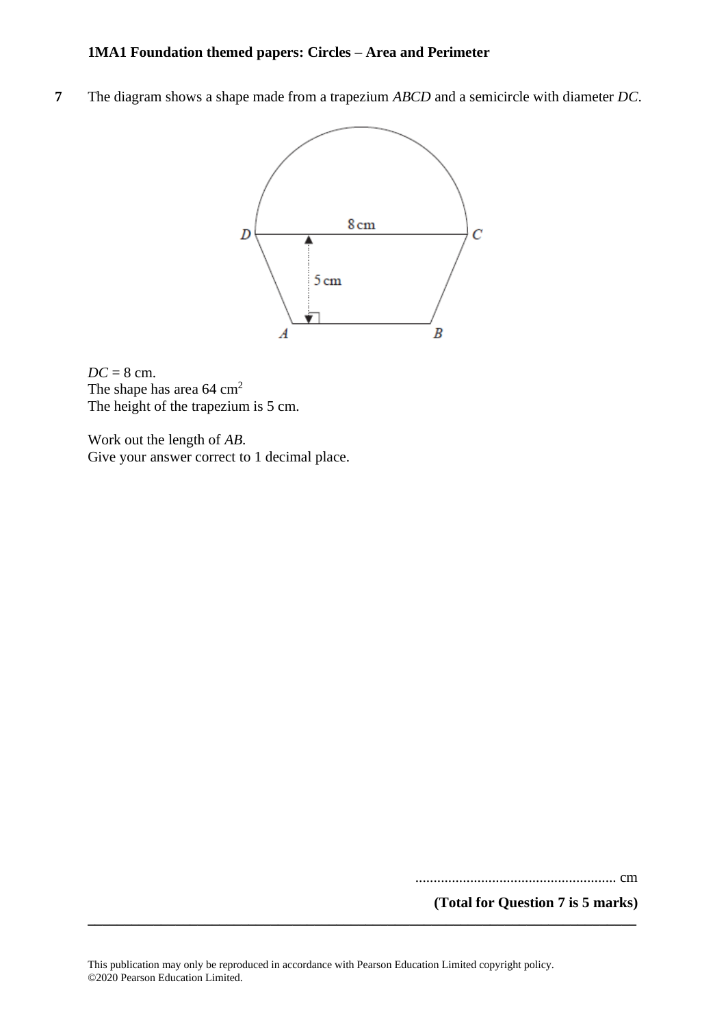**7** The diagram shows a shape made from a trapezium *ABCD* and a semicircle with diameter *DC*.

*DC* = 8 cm.
The shape has area 64 $cm^2$
The height of the trapezium is 5 cm.

Work out the length of *AB*.
Give your answer correct to 1 decimal place.

....................................................... cm

**(Total for Question 7 is 5 marks)**

---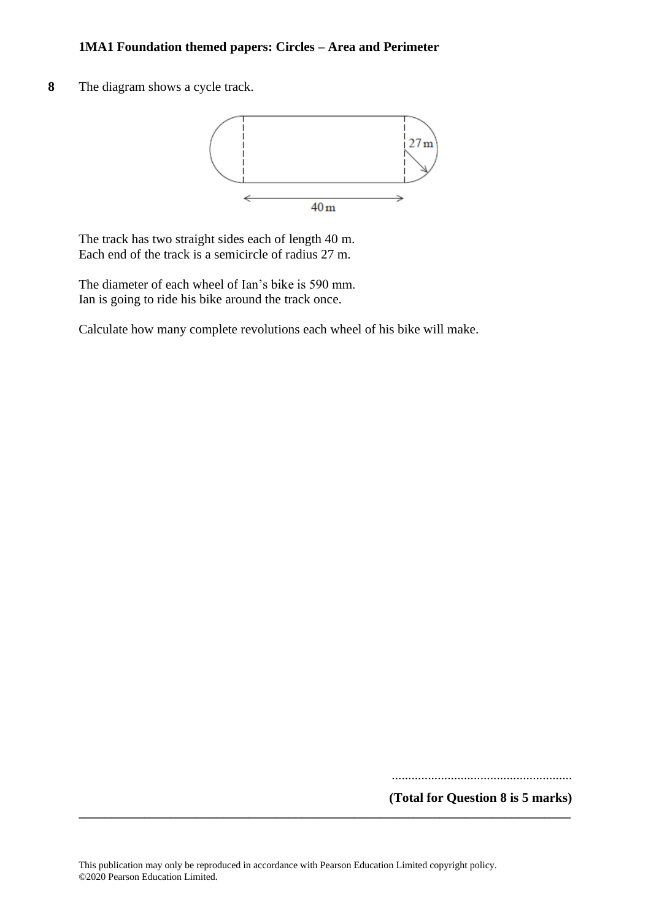**8** The diagram shows a cycle track.

The track has two straight sides each of length 40 m.
Each end of the track is a semicircle of radius 27 m.

The diameter of each wheel of Ian's bike is 590 mm.
Ian is going to ride his bike around the track once.

Calculate how many complete revolutions each wheel of his bike will make.

.......................................................

**(Total for Question 8 is 5 marks)**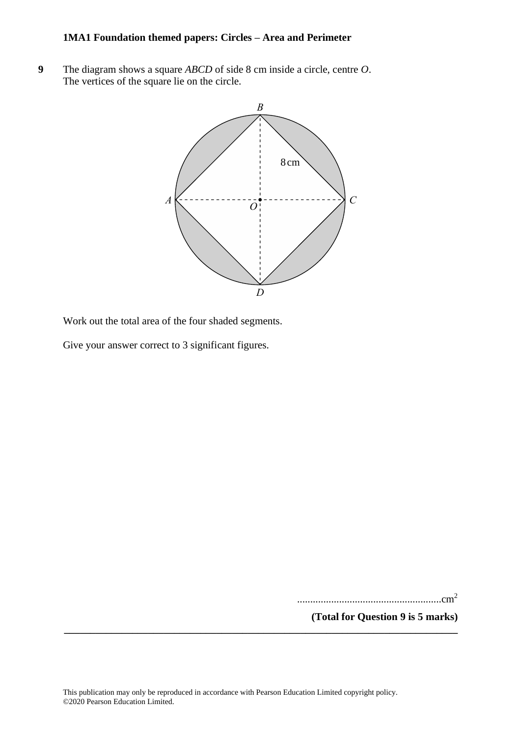**9** The diagram shows a square *ABCD* of side 8 cm inside a circle, centre *O*.
The vertices of the square lie on the circle.

Work out the total area of the four shaded segments.

Give your answer correct to 3 significant figures.

......................................................$cm^2$

**(Total for Question 9 is 5 marks)**

---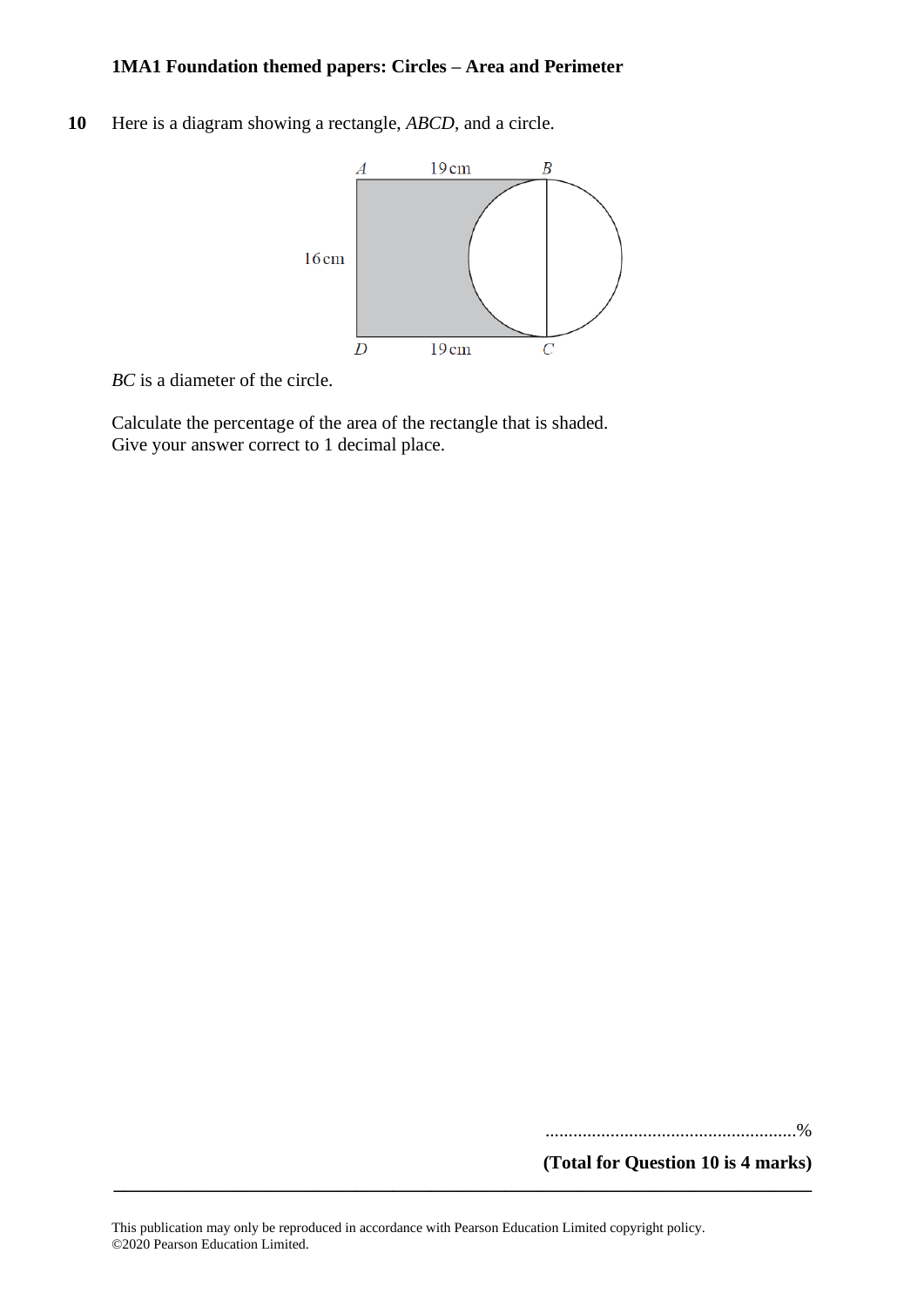**10** Here is a diagram showing a rectangle, *ABCD*, and a circle.

*BC* is a diameter of the circle.

Calculate the percentage of the area of the rectangle that is shaded.
Give your answer correct to 1 decimal place.

......................................................%

**(Total for Question 10 is 4 marks)**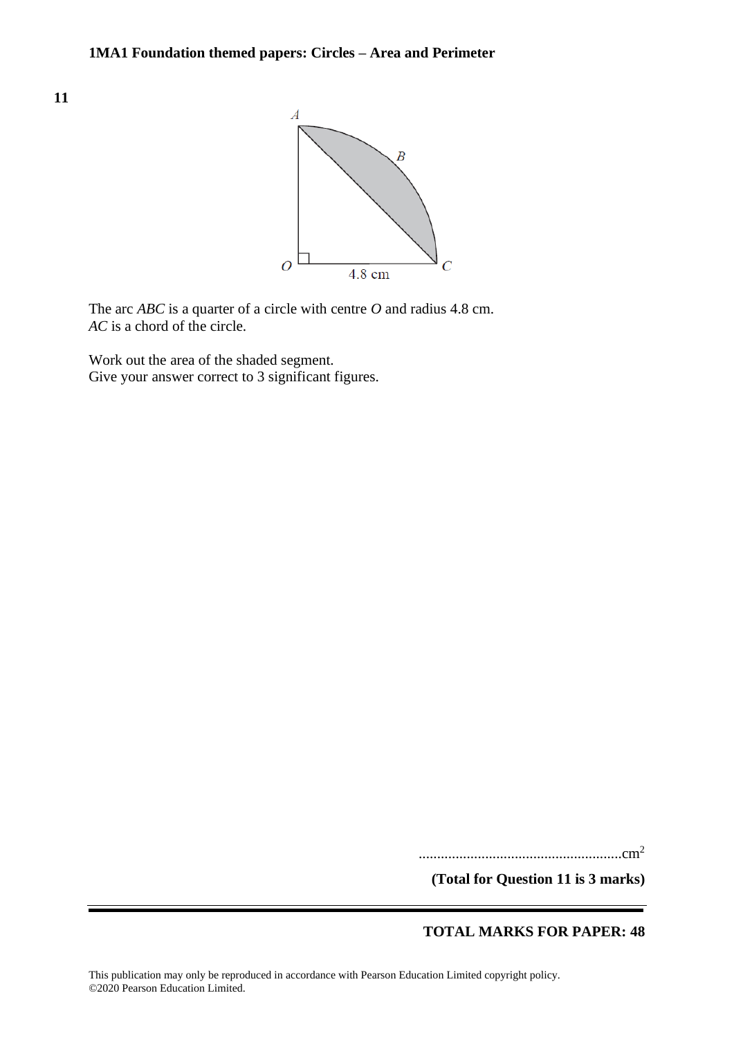**11**

A

B

O

4.8 cm

C

The arc *ABC* is a quarter of a circle with centre *O* and radius 4.8 cm.
*AC* is a chord of the circle.

Work out the area of the shaded segment.
Give your answer correct to 3 significant figures.

.......................................................$cm^2$

**(Total for Question 11 is 3 marks)**

---

**TOTAL MARKS FOR PAPER: 48**

This publication may only be reproduced in accordance with Pearson Education Limited copyright policy.
©2020 Pearson Education Limited.